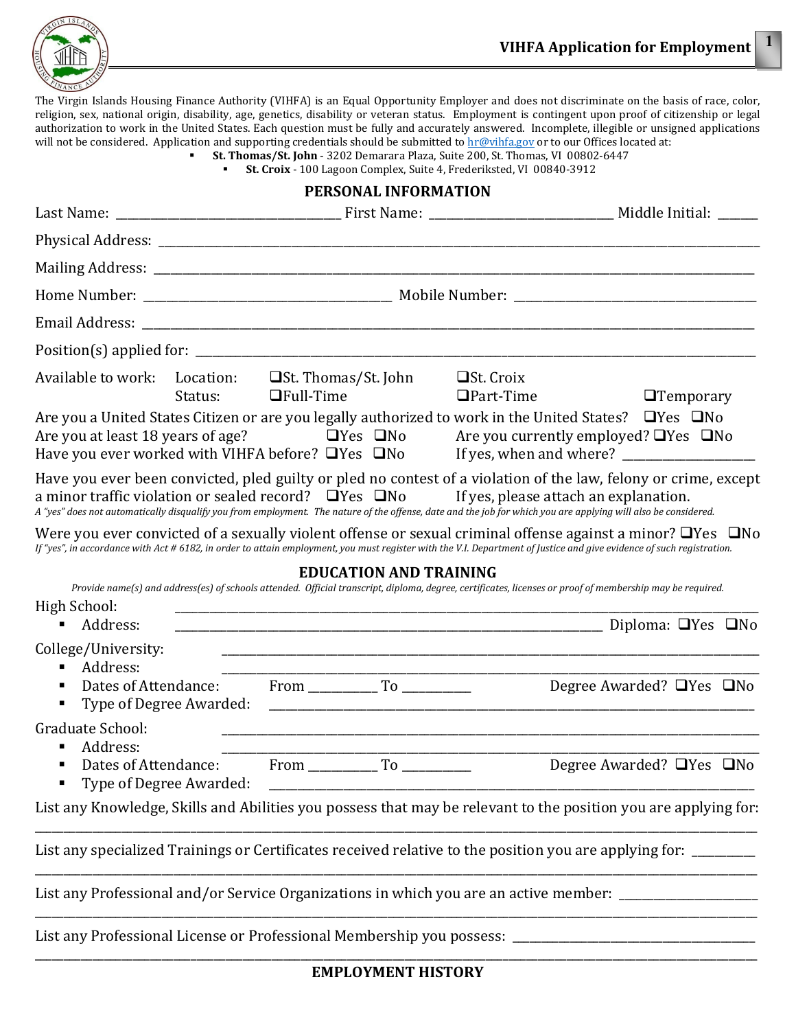# VIHFA Application for Employment

The Virgin Islands Housing Finance Authority (VIHFA) is an Equal Opportunity Employer and does not discriminate on the basis of race, color, religion, sex, national origin, disability, age, genetics, disability or veteran status. Employment is contingent upon proof of citizenship or legal authorization to work in the United States. Each question must be fully and accurately answered. Incomplete, illegible or unsigned applications will not be considered. Application and supporting credentials should be submitted to hr@vihfa.gov or to our Offices located at:

- **St. Thomas/St. John** - 3202 Demarara Plaza, Suite 200, St. Thomas, VI 00802-6447
- **St. Croix** - 100 Lagoon Complex, Suite 4, Frederiksted, VI 00840-3912

## PERSONAL INFORMATION

Last Name: ______________________ First Name: ______________________ Middle Initial: ______

Physical Address: ______________________________________________

Mailing Address: ______________________________________________

Home Number: ______________________ Mobile Number: ______________________

Email Address: ______________________________________________

Position(s) applied for: ______________________________________________

Available to work: Location: ☐St. Thomas/St. John ☐St. Croix
Status: ☐Full-Time ☐Part-Time ☐Temporary

Are you a United States Citizen or are you legally authorized to work in the United States? ☐Yes ☐No

Are you at least 18 years of age? ☐Yes ☐No Are you currently employed? ☐Yes ☐No

Have you ever worked with VIHFA before? ☐Yes ☐No If yes, when and where? ____________________

Have you ever been convicted, pled guilty or pled no contest of a violation of the law, felony or crime, except a minor traffic violation or sealed record? ☐Yes ☐No If yes, please attach an explanation.

*A "yes" does not automatically disqualify you from employment. The nature of the offense, date and the job for which you are applying will also be considered.*

Were you ever convicted of a sexually violent offense or sexual criminal offense against a minor? ☐Yes ☐No

*If "yes", in accordance with Act # 6182, in order to attain employment, you must register with the V.I. Department of Justice and give evidence of such registration.*

## EDUCATION AND TRAINING

*Provide name(s) and address(es) of schools attended. Official transcript, diploma, degree, certificates, licenses or proof of membership may be required.*

High School: ______________________________________________
- Address: ______________________________________________ Diploma: ☐Yes ☐No

College/University: ______________________________________________
- Address: ______________________________________________
- Dates of Attendance: From __________ To __________ Degree Awarded? ☐Yes ☐No
- Type of Degree Awarded: ______________________________________________

Graduate School: ______________________________________________
- Address: ______________________________________________
- Dates of Attendance: From __________ To __________ Degree Awarded? ☐Yes ☐No
- Type of Degree Awarded: ______________________________________________

List any Knowledge, Skills and Abilities you possess that may be relevant to the position you are applying for:
______________________________________________

List any specialized Trainings or Certificates received relative to the position you are applying for: __________
______________________________________________

List any Professional and/or Service Organizations in which you are an active member: ______________________
______________________________________________

List any Professional License or Professional Membership you possess: ______________________
______________________________________________

## EMPLOYMENT HISTORY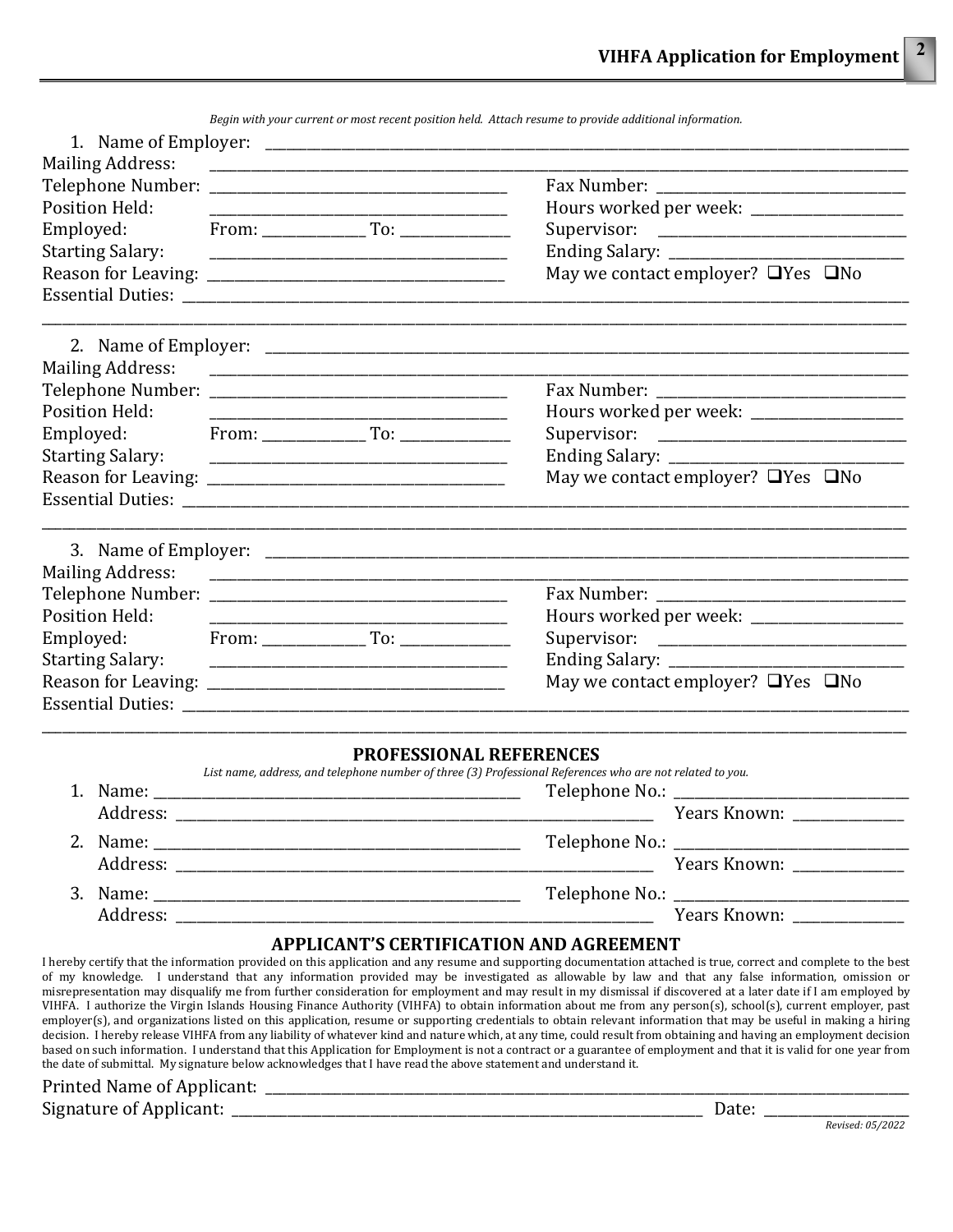*Begin with your current or most recent position held. Attach resume to provide additional information.*

1. Name of Employer: ______________________________

Mailing Address: ______________________________

Telephone Number: ______________________________ Fax Number: ______________________________

Position Held: ______________________________ Hours worked per week: ______________________________

Employed: From: __________ To: __________ Supervisor: ______________________________

Starting Salary: ______________________________ Ending Salary: ______________________________

Reason for Leaving: ______________________________ May we contact employer? ❑Yes ❑No

Essential Duties: ______________________________

______________________________

2. Name of Employer: ______________________________

Mailing Address: ______________________________

Telephone Number: ______________________________ Fax Number: ______________________________

Position Held: ______________________________ Hours worked per week: ______________________________

Employed: From: __________ To: __________ Supervisor: ______________________________

Starting Salary: ______________________________ Ending Salary: ______________________________

Reason for Leaving: ______________________________ May we contact employer? ❑Yes ❑No

Essential Duties: ______________________________

______________________________

3. Name of Employer: ______________________________

Mailing Address: ______________________________

Telephone Number: ______________________________ Fax Number: ______________________________

Position Held: ______________________________ Hours worked per week: ______________________________

Employed: From: __________ To: __________ Supervisor: ______________________________

Starting Salary: ______________________________ Ending Salary: ______________________________

Reason for Leaving: ______________________________ May we contact employer? ❑Yes ❑No

Essential Duties: ______________________________

______________________________

## PROFESSIONAL REFERENCES

*List name, address, and telephone number of three (3) Professional References who are not related to you.*

1. Name: ______________________________ Telephone No.: ______________________________
   Address: ______________________________ Years Known: __________
2. Name: ______________________________ Telephone No.: ______________________________
   Address: ______________________________ Years Known: __________
3. Name: ______________________________ Telephone No.: ______________________________
   Address: ______________________________ Years Known: __________

## APPLICANT'S CERTIFICATION AND AGREEMENT

I hereby certify that the information provided on this application and any resume and supporting documentation attached is true, correct and complete to the best of my knowledge. I understand that any information provided may be investigated as allowable by law and that any false information, omission or misrepresentation may disqualify me from further consideration for employment and may result in my dismissal if discovered at a later date if I am employed by VIHFA. I authorize the Virgin Islands Housing Finance Authority (VIHFA) to obtain information about me from any person(s), school(s), current employer, past employer(s), and organizations listed on this application, resume or supporting credentials to obtain relevant information that may be useful in making a hiring decision. I hereby release VIHFA from any liability of whatever kind and nature which, at any time, could result from obtaining and having an employment decision based on such information. I understand that this Application for Employment is not a contract or a guarantee of employment and that it is valid for one year from the date of submittal. My signature below acknowledges that I have read the above statement and understand it.

Printed Name of Applicant: ______________________________

Signature of Applicant: ______________________________ Date: __________

*Revised: 05/2022*